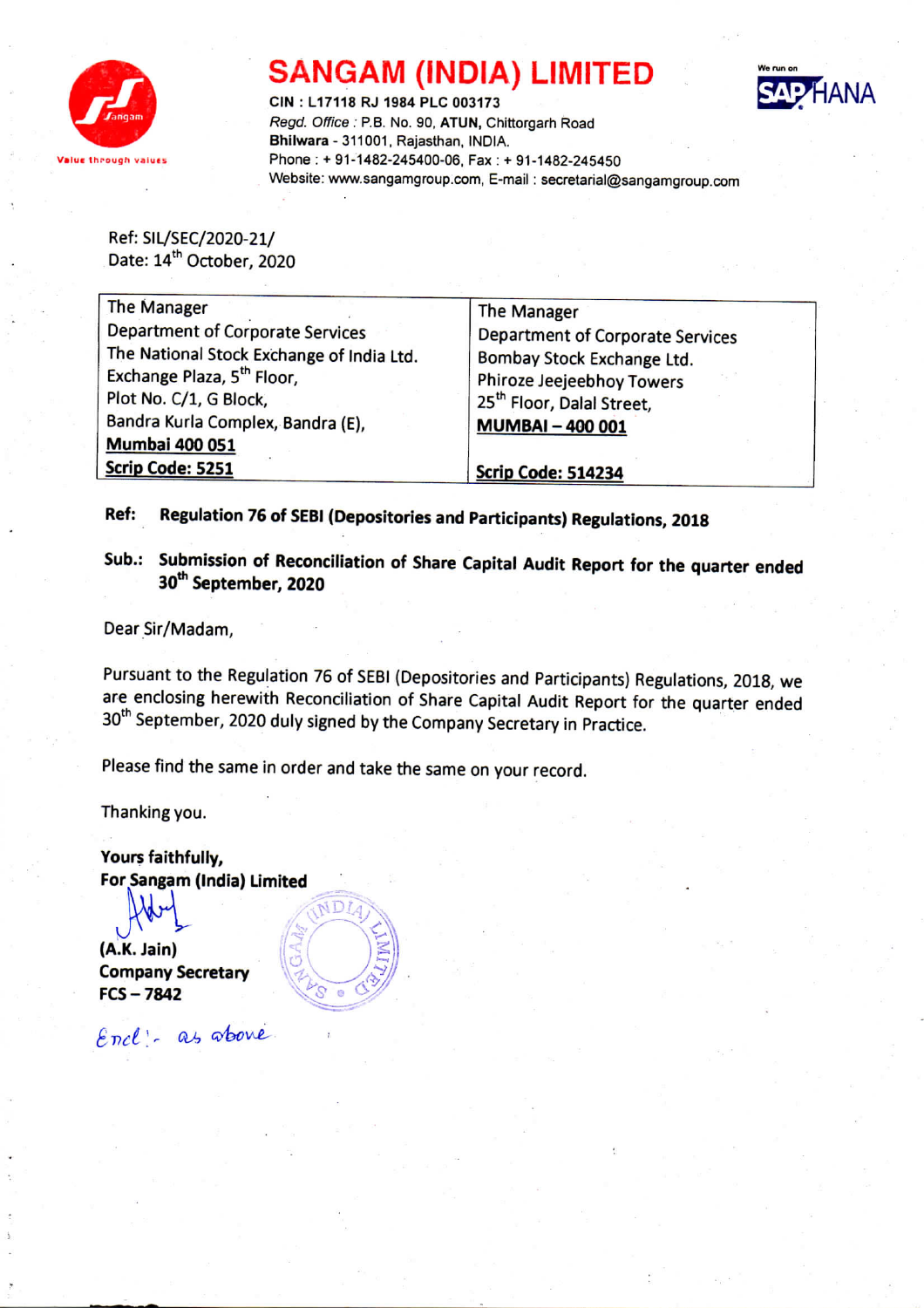# SANGAM (INDIA) LIMITED

**CIN : L17118 RJ 1984 PLC 003173**
*Regd. Office :* P.B. No. 90, **ATUN,** Chittorgarh Road
**Bhilwara** - 311001, Rajasthan, INDIA.
Phone : + 91-1482-245400-06, Fax : + 91-1482-245450
Website: www.sangamgroup.com, E-mail : secretarial@sangamgroup.com

Value through values

We run on SAP HANA

Ref: SIL/SEC/2020-21/
Date: 14th October, 2020

| The Manager<br>Department of Corporate Services<br>The National Stock Exchange of India Ltd.<br>Exchange Plaza, 5th Floor,<br>Plot No. C/1, G Block,<br>Bandra Kurla Complex, Bandra (E),<br>**Mumbai 400 051**<br>**Scrip Code: 5251** | The Manager<br>Department of Corporate Services<br>Bombay Stock Exchange Ltd.<br>Phiroze Jeejeebhoy Towers<br>25th Floor, Dalal Street,<br>**MUMBAI – 400 001**<br><br>**Scrip Code: 514234** |
|---|---|

**Ref: Regulation 76 of SEBI (Depositories and Participants) Regulations, 2018**

**Sub.: Submission of Reconciliation of Share Capital Audit Report for the quarter ended 30th September, 2020**

Dear Sir/Madam,

Pursuant to the Regulation 76 of SEBI (Depositories and Participants) Regulations, 2018, we are enclosing herewith Reconciliation of Share Capital Audit Report for the quarter ended 30th September, 2020 duly signed by the Company Secretary in Practice.

Please find the same in order and take the same on your record.

Thanking you.

**Yours faithfully,**
**For Sangam (India) Limited**

**(A.K. Jain)**
**Company Secretary**
**FCS – 7842**

Encl:- as above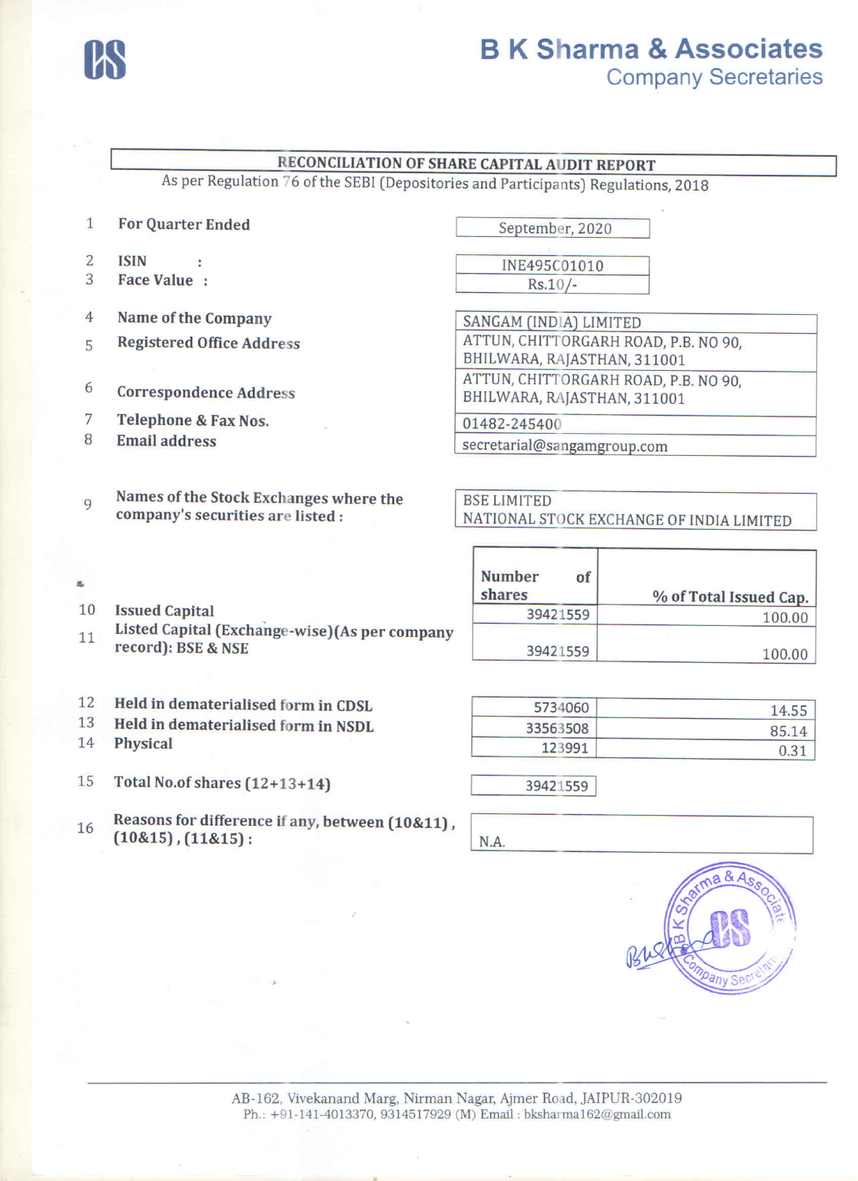B K Sharma & Associates
Company Secretaries

# RECONCILIATION OF SHARE CAPITAL AUDIT REPORT

As per Regulation 76 of the SEBI (Depositories and Participants) Regulations, 2018

| | | |
|---|---|---|
| 1 | For Quarter Ended | September, 2020 |
| 2 | ISIN : | INE495C01010 |
| 3 | Face Value : | Rs.10/- |
| 4 | Name of the Company | SANGAM (INDIA) LIMITED |
| 5 | Registered Office Address | ATTUN, CHITTORGARH ROAD, P.B. NO 90, BHILWARA, RAJASTHAN, 311001 |
| 6 | Correspondence Address | ATTUN, CHITTORGARH ROAD, P.B. NO 90, BHILWARA, RAJASTHAN, 311001 |
| 7 | Telephone & Fax Nos. | 01482-245400 |
| 8 | Email address | secretarial@sangamgroup.com |
| 9 | Names of the Stock Exchanges where the company's securities are listed : | BSE LIMITED<br>NATIONAL STOCK EXCHANGE OF INDIA LIMITED |

| | | Number of shares | % of Total Issued Cap. |
|---|---|---|---|
| 10 | Issued Capital | 39421559 | 100.00 |
| 11 | Listed Capital (Exchange-wise)(As per company record): BSE & NSE | 39421559 | 100.00 |
| 12 | Held in dematerialised form in CDSL | 5734060 | 14.55 |
| 13 | Held in dematerialised form in NSDL | 33563508 | 85.14 |
| 14 | Physical | 123991 | 0.31 |
| 15 | Total No.of shares (12+13+14) | 39421559 | |

| | | |
|---|---|---|
| 16 | Reasons for difference if any, between (10&11), (10&15), (11&15) : | N.A. |

AB-162, Vivekanand Marg, Nirman Nagar, Ajmer Road, JAIPUR-302019
Ph.: +91-141-4013370, 9314517929 (M) Email : bksharma162@gmail.com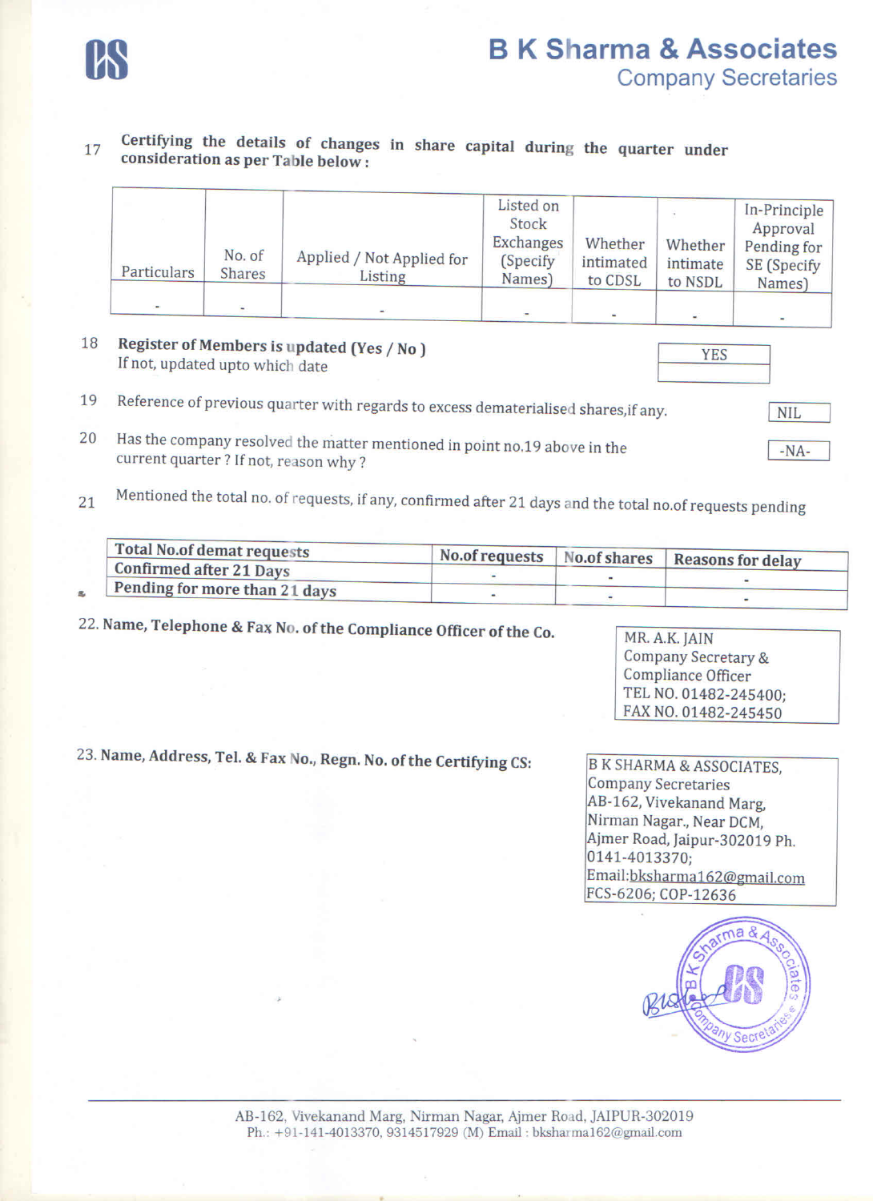17 **Certifying the details of changes in share capital during the quarter under consideration as per Table below :**

| Particulars | No. of Shares | Applied / Not Applied for Listing | Listed on Stock Exchanges (Specify Names) | Whether intimated to CDSL | Whether intimate to NSDL | In-Principle Approval Pending for SE (Specify Names) |
|---|---|---|---|---|---|---|
| - | - | - | - | - | - | - |

18 **Register of Members is updated (Yes / No )** — YES
If not, updated upto which date

19 Reference of previous quarter with regards to excess dematerialised shares,if any. — NIL

20 Has the company resolved the matter mentioned in point no.19 above in the current quarter ? If not, reason why ? — -NA-

21 Mentioned the total no. of requests, if any, confirmed after 21 days and the total no.of requests pending

| Total No.of demat requests | No.of requests | No.of shares | Reasons for delay |
|---|---|---|---|
| Confirmed after 21 Days | - | - | - |
| Pending for more than 21 days | - | - | - |

22. **Name, Telephone & Fax No. of the Compliance Officer of the Co.**

MR. A.K. JAIN
Company Secretary &
Compliance Officer
TEL NO. 01482-245400;
FAX NO. 01482-245450

23. **Name, Address, Tel. & Fax No., Regn. No. of the Certifying CS:**

B K SHARMA & ASSOCIATES,
Company Secretaries
AB-162, Vivekanand Marg,
Nirman Nagar., Near DCM,
Ajmer Road, Jaipur-302019 Ph.
0141-4013370;
Email:bksharma162@gmail.com
FCS-6206; COP-12636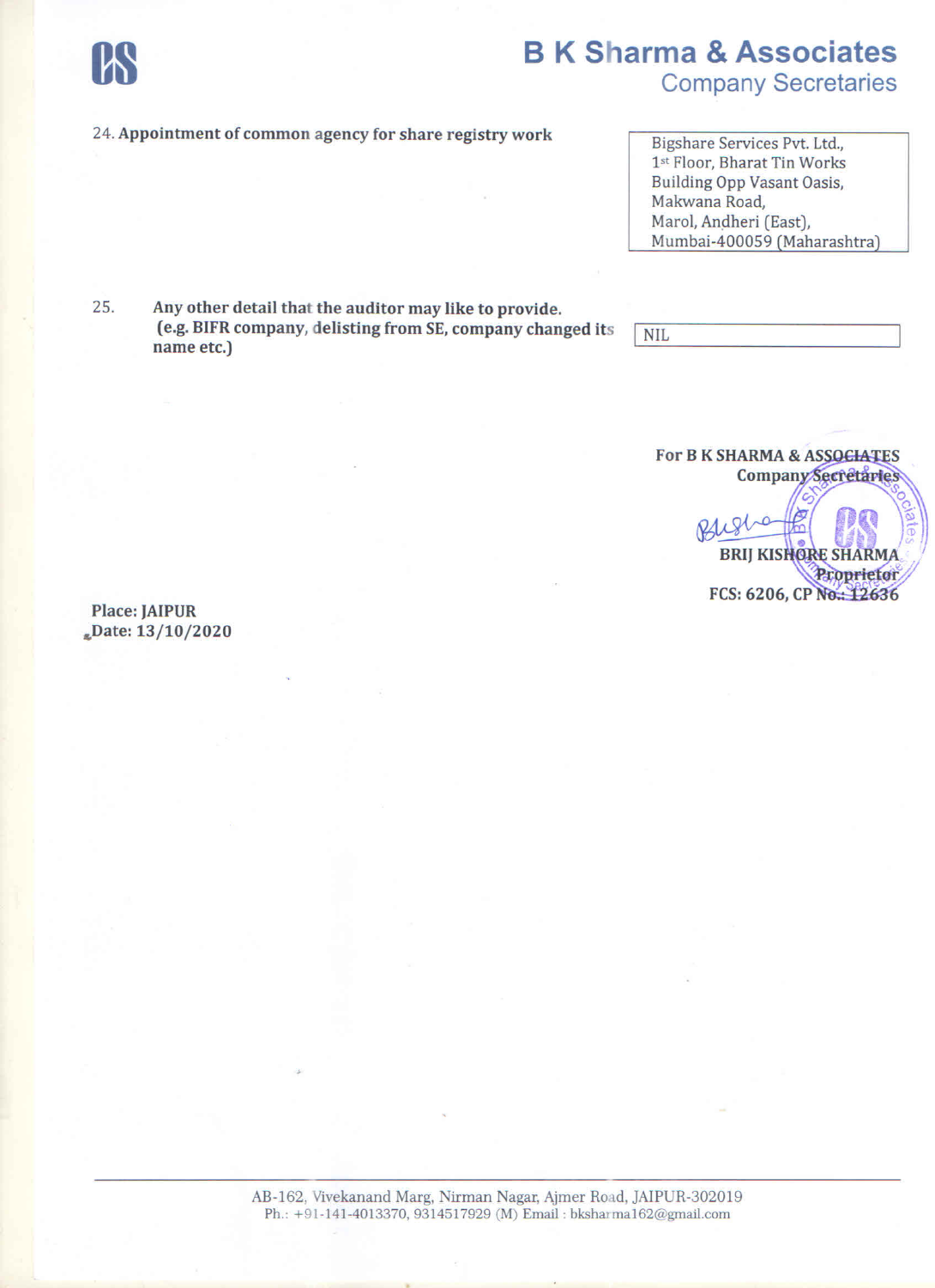24. **Appointment of common agency for share registry work**

Bigshare Services Pvt. Ltd.,
1st Floor, Bharat Tin Works
Building Opp Vasant Oasis,
Makwana Road,
Marol, Andheri (East),
Mumbai-400059 (Maharashtra)

25. **Any other detail that the auditor may like to provide. (e.g. BIFR company, delisting from SE, company changed its name etc.)**

NIL

**For B K SHARMA & ASSOCIATES**
**Company Secretaries**

**BRIJ KISHORE SHARMA**
**Proprietor**
**FCS: 6206, CP No.: 12636**

**Place: JAIPUR**
**Date: 13/10/2020**